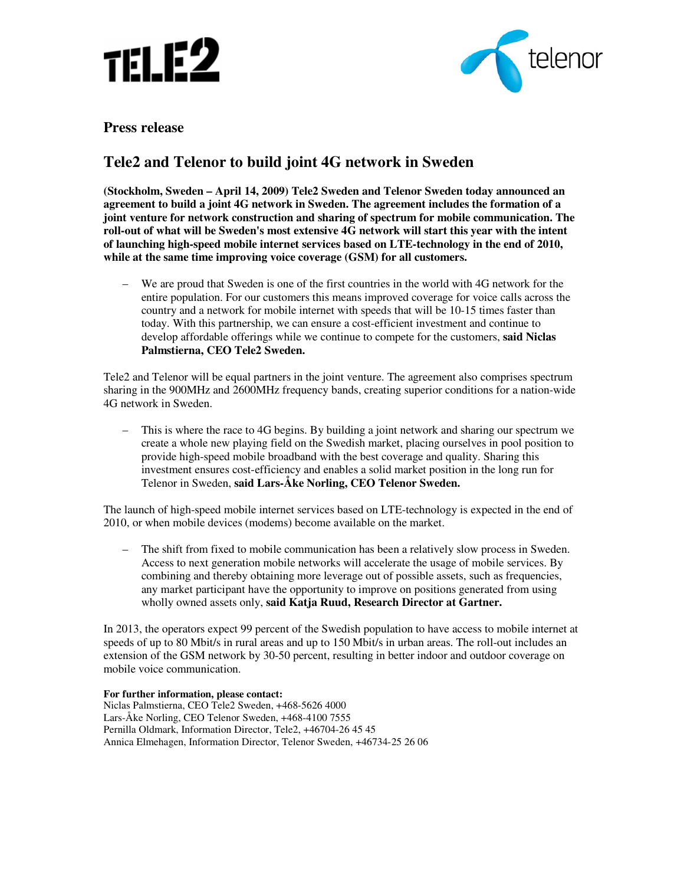TELE2

telenor

**Press release**

## Tele2 and Telenor to build joint 4G network in Sweden

**(Stockholm, Sweden – April 14, 2009) Tele2 Sweden and Telenor Sweden today announced an agreement to build a joint 4G network in Sweden. The agreement includes the formation of a joint venture for network construction and sharing of spectrum for mobile communication. The roll-out of what will be Sweden's most extensive 4G network will start this year with the intent of launching high-speed mobile internet services based on LTE-technology in the end of 2010, while at the same time improving voice coverage (GSM) for all customers.**

– We are proud that Sweden is one of the first countries in the world with 4G network for the entire population. For our customers this means improved coverage for voice calls across the country and a network for mobile internet with speeds that will be 10-15 times faster than today. With this partnership, we can ensure a cost-efficient investment and continue to develop affordable offerings while we continue to compete for the customers, **said Niclas Palmstierna, CEO Tele2 Sweden.**

Tele2 and Telenor will be equal partners in the joint venture. The agreement also comprises spectrum sharing in the 900MHz and 2600MHz frequency bands, creating superior conditions for a nation-wide 4G network in Sweden.

– This is where the race to 4G begins. By building a joint network and sharing our spectrum we create a whole new playing field on the Swedish market, placing ourselves in pool position to provide high-speed mobile broadband with the best coverage and quality. Sharing this investment ensures cost-efficiency and enables a solid market position in the long run for Telenor in Sweden, **said Lars-Åke Norling, CEO Telenor Sweden.**

The launch of high-speed mobile internet services based on LTE-technology is expected in the end of 2010, or when mobile devices (modems) become available on the market.

– The shift from fixed to mobile communication has been a relatively slow process in Sweden. Access to next generation mobile networks will accelerate the usage of mobile services. By combining and thereby obtaining more leverage out of possible assets, such as frequencies, any market participant have the opportunity to improve on positions generated from using wholly owned assets only, **said Katja Ruud, Research Director at Gartner.**

In 2013, the operators expect 99 percent of the Swedish population to have access to mobile internet at speeds of up to 80 Mbit/s in rural areas and up to 150 Mbit/s in urban areas. The roll-out includes an extension of the GSM network by 30-50 percent, resulting in better indoor and outdoor coverage on mobile voice communication.

**For further information, please contact:**
Niclas Palmstierna, CEO Tele2 Sweden, +468-5626 4000
Lars-Åke Norling, CEO Telenor Sweden, +468-4100 7555
Pernilla Oldmark, Information Director, Tele2, +46704-26 45 45
Annica Elmehagen, Information Director, Telenor Sweden, +46734-25 26 06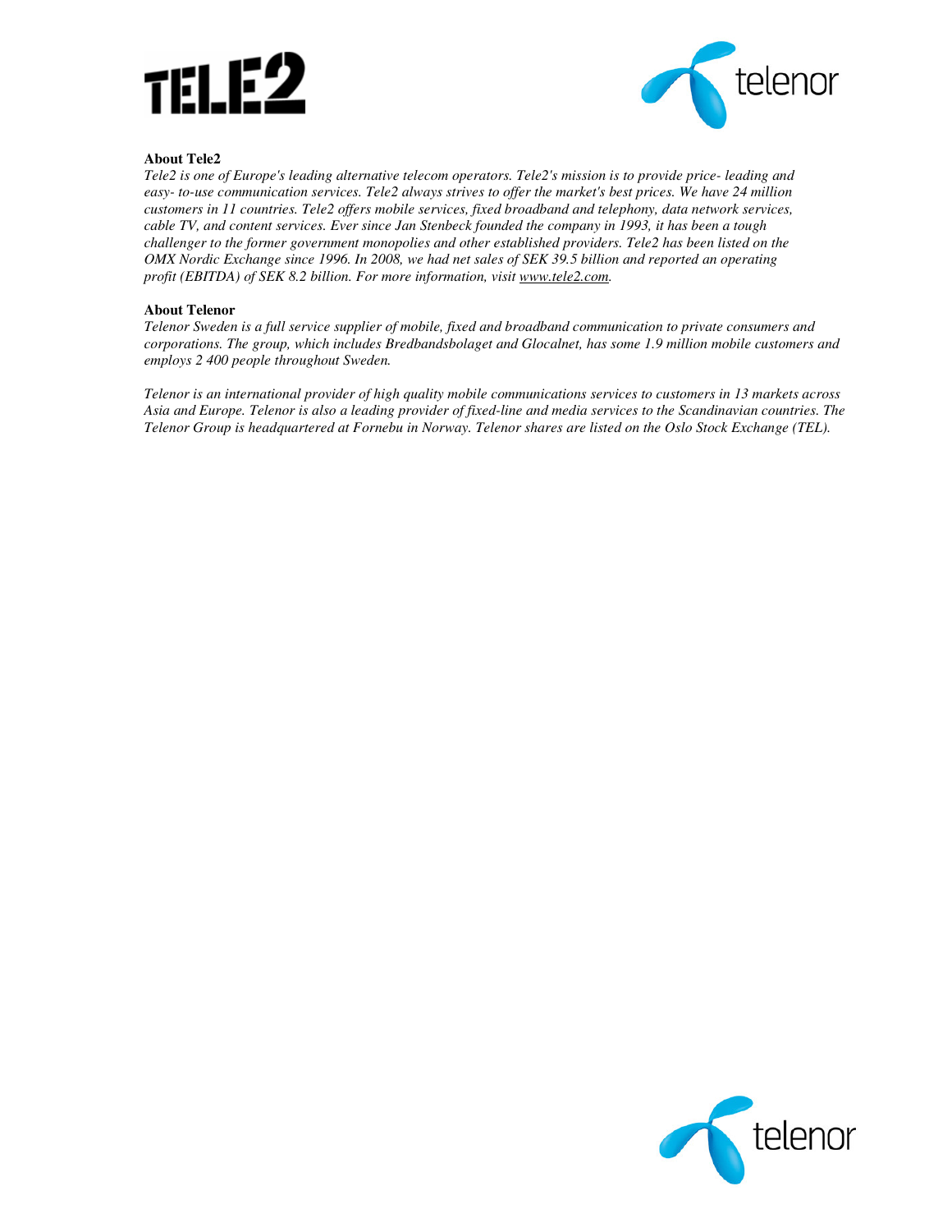**About Tele2**

*Tele2 is one of Europe's leading alternative telecom operators. Tele2's mission is to provide price- leading and easy- to-use communication services. Tele2 always strives to offer the market's best prices. We have 24 million customers in 11 countries. Tele2 offers mobile services, fixed broadband and telephony, data network services, cable TV, and content services. Ever since Jan Stenbeck founded the company in 1993, it has been a tough challenger to the former government monopolies and other established providers. Tele2 has been listed on the OMX Nordic Exchange since 1996. In 2008, we had net sales of SEK 39.5 billion and reported an operating profit (EBITDA) of SEK 8.2 billion. For more information, visit www.tele2.com.*

**About Telenor**

*Telenor Sweden is a full service supplier of mobile, fixed and broadband communication to private consumers and corporations. The group, which includes Bredbandsbolaget and Glocalnet, has some 1.9 million mobile customers and employs 2 400 people throughout Sweden.*

*Telenor is an international provider of high quality mobile communications services to customers in 13 markets across Asia and Europe. Telenor is also a leading provider of fixed-line and media services to the Scandinavian countries. The Telenor Group is headquartered at Fornebu in Norway. Telenor shares are listed on the Oslo Stock Exchange (TEL).*